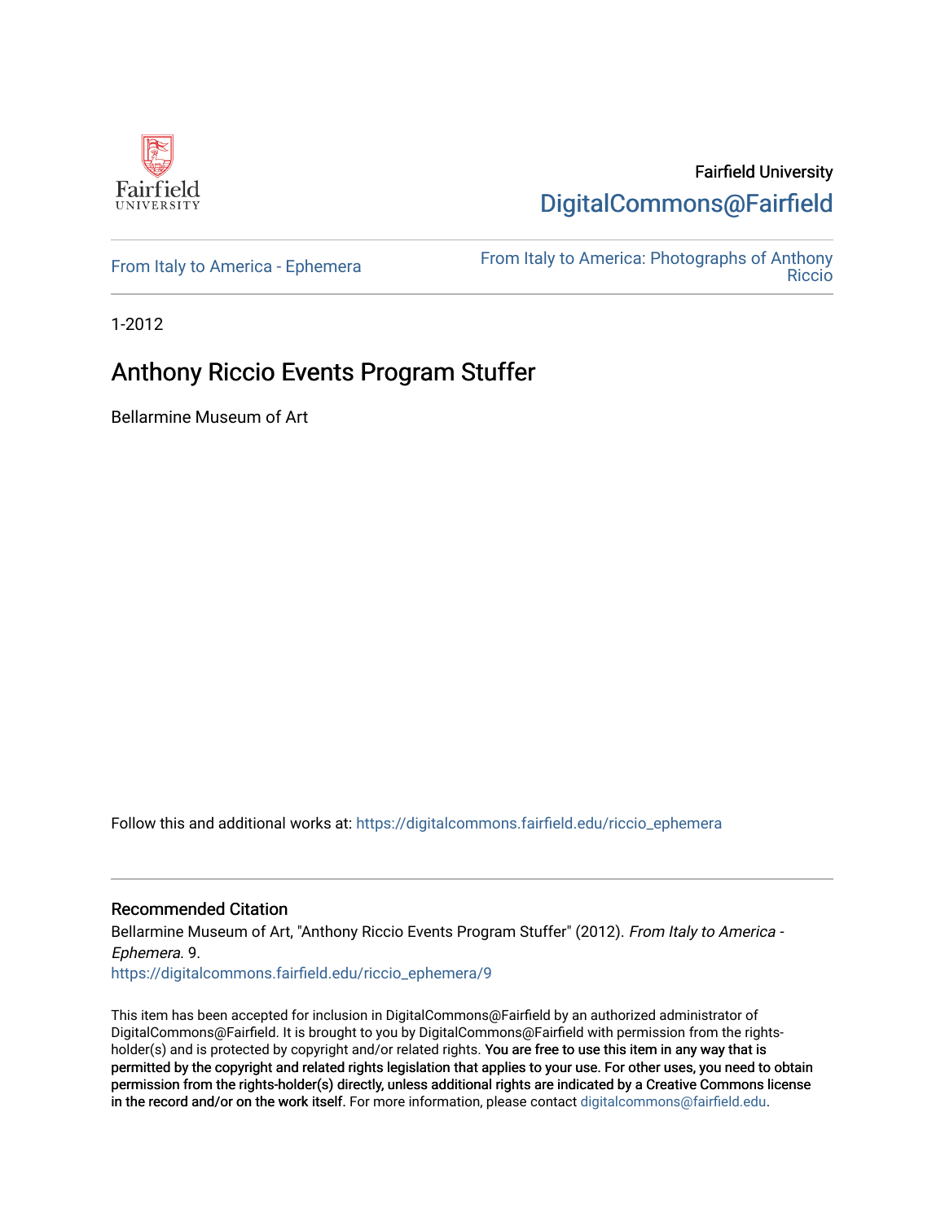Fairfield University

DigitalCommons@Fairfield

From Italy to America - Ephemera

From Italy to America: Photographs of Anthony Riccio

1-2012

# Anthony Riccio Events Program Stuffer

Bellarmine Museum of Art

Follow this and additional works at: https://digitalcommons.fairfield.edu/riccio_ephemera

## Recommended Citation

Bellarmine Museum of Art, "Anthony Riccio Events Program Stuffer" (2012). *From Italy to America - Ephemera*. 9.
https://digitalcommons.fairfield.edu/riccio_ephemera/9

This item has been accepted for inclusion in DigitalCommons@Fairfield by an authorized administrator of DigitalCommons@Fairfield. It is brought to you by DigitalCommons@Fairfield with permission from the rights-holder(s) and is protected by copyright and/or related rights. **You are free to use this item in any way that is permitted by the copyright and related rights legislation that applies to your use. For other uses, you need to obtain permission from the rights-holder(s) directly, unless additional rights are indicated by a Creative Commons license in the record and/or on the work itself.** For more information, please contact digitalcommons@fairfield.edu.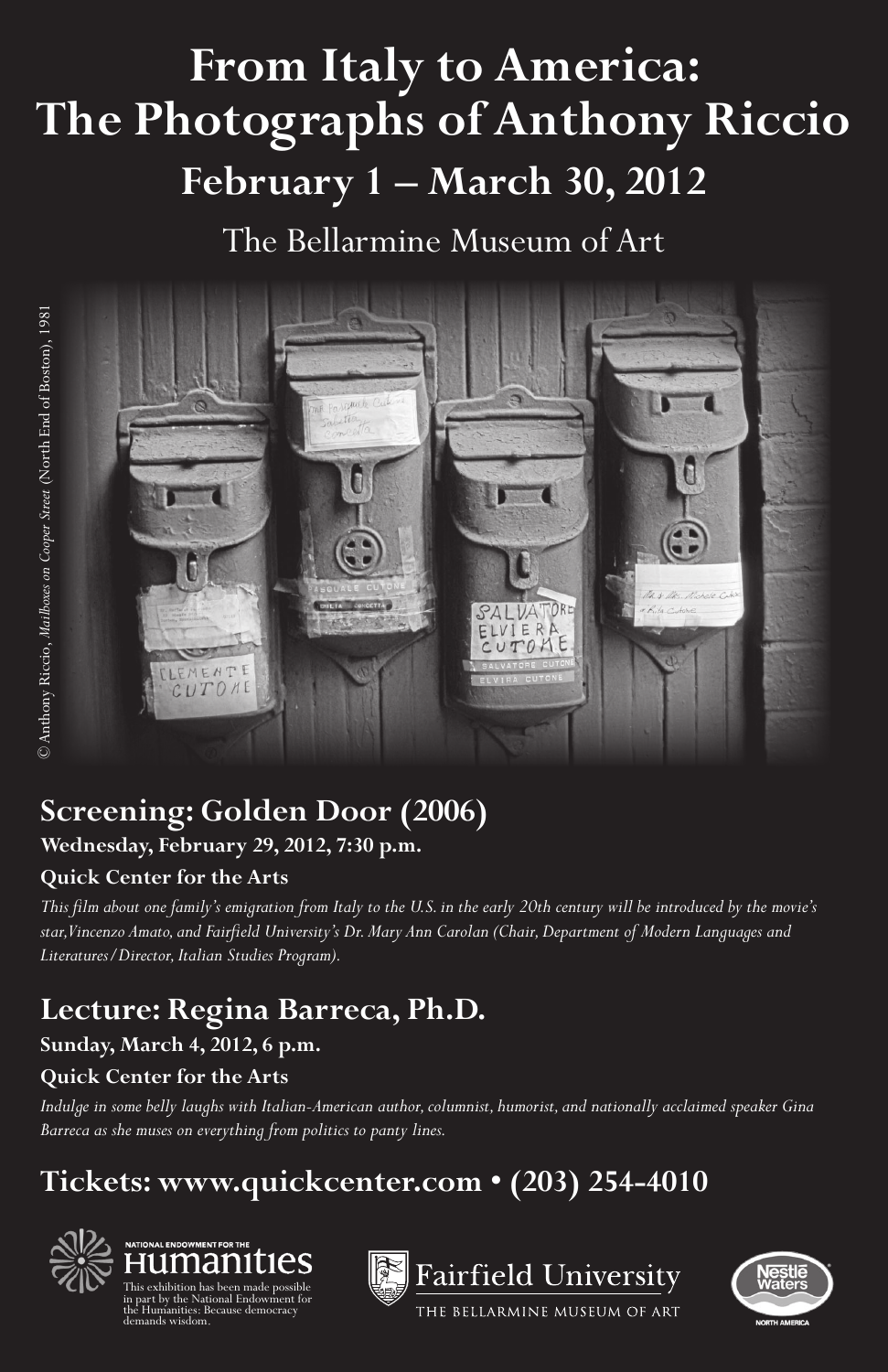# From Italy to America: The Photographs of Anthony Riccio

## February 1 – March 30, 2012

The Bellarmine Museum of Art

© Anthony Riccio, *Mailboxes on Cooper Street* (North End of Boston), 1981

## Screening: Golden Door (2006)

**Wednesday, February 29, 2012, 7:30 p.m.**

**Quick Center for the Arts**

*This film about one family's emigration from Italy to the U.S. in the early 20th century will be introduced by the movie's star,Vincenzo Amato, and Fairfield University's Dr. Mary Ann Carolan (Chair, Department of Modern Languages and Literatures/Director, Italian Studies Program).*

## Lecture: Regina Barreca, Ph.D.

**Sunday, March 4, 2012, 6 p.m.**

**Quick Center for the Arts**

*Indulge in some belly laughs with Italian-American author, columnist, humorist, and nationally acclaimed speaker Gina Barreca as she muses on everything from politics to panty lines.*

## Tickets: www.quickcenter.com • (203) 254-4010

National Endowment for the Humanities

This exhibition has been made possible in part by the National Endowment for the Humanities: Because democracy demands wisdom.

Fairfield University

The Bellarmine Museum of Art

Nestlé Waters North America